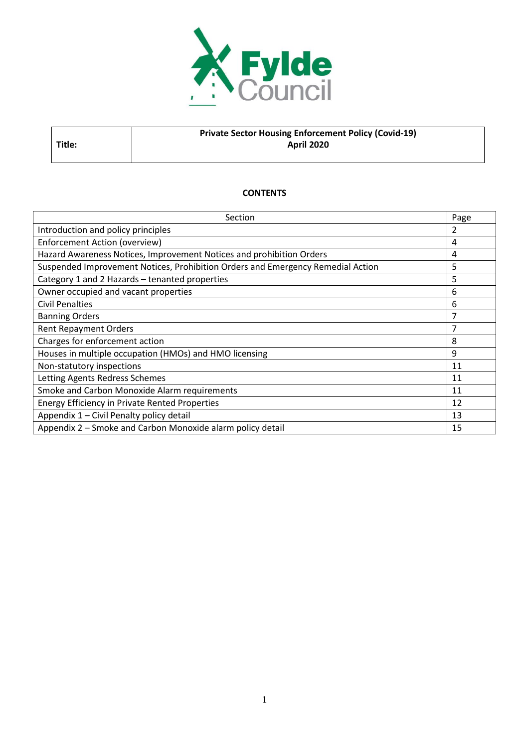Fylde Council

| Title: | **Private Sector Housing Enforcement Policy (Covid-19)**<br>**April 2020** |
|---|---|

## CONTENTS

| Section | Page |
|---|---|
| Introduction and policy principles | 2 |
| Enforcement Action (overview) | 4 |
| Hazard Awareness Notices, Improvement Notices and prohibition Orders | 4 |
| Suspended Improvement Notices, Prohibition Orders and Emergency Remedial Action | 5 |
| Category 1 and 2 Hazards – tenanted properties | 5 |
| Owner occupied and vacant properties | 6 |
| Civil Penalties | 6 |
| Banning Orders | 7 |
| Rent Repayment Orders | 7 |
| Charges for enforcement action | 8 |
| Houses in multiple occupation (HMOs) and HMO licensing | 9 |
| Non-statutory inspections | 11 |
| Letting Agents Redress Schemes | 11 |
| Smoke and Carbon Monoxide Alarm requirements | 11 |
| Energy Efficiency in Private Rented Properties | 12 |
| Appendix 1 – Civil Penalty policy detail | 13 |
| Appendix 2 – Smoke and Carbon Monoxide alarm policy detail | 15 |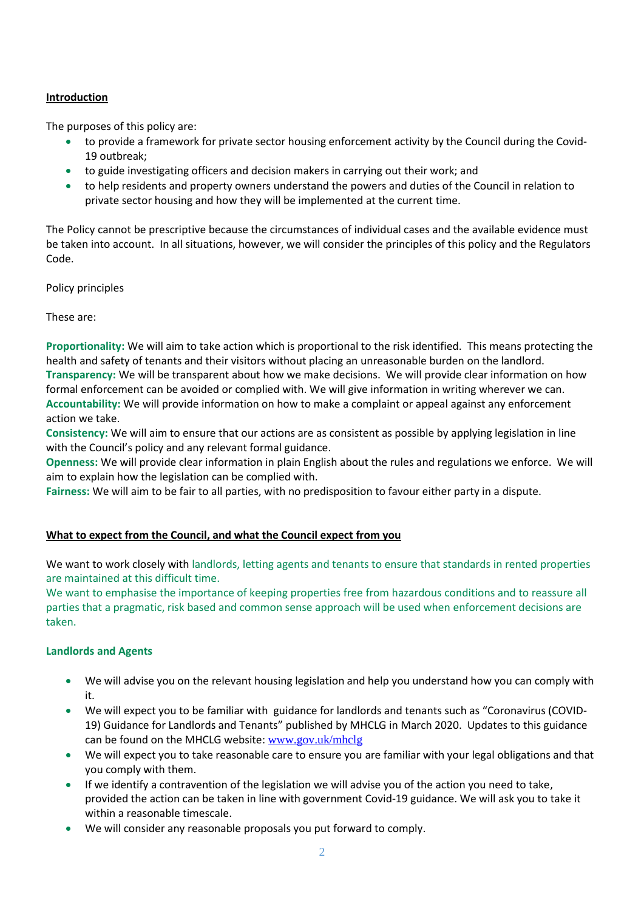## Introduction

The purposes of this policy are:

- to provide a framework for private sector housing enforcement activity by the Council during the Covid-19 outbreak;
- to guide investigating officers and decision makers in carrying out their work; and
- to help residents and property owners understand the powers and duties of the Council in relation to private sector housing and how they will be implemented at the current time.

The Policy cannot be prescriptive because the circumstances of individual cases and the available evidence must be taken into account. In all situations, however, we will consider the principles of this policy and the Regulators Code.

Policy principles

These are:

**Proportionality:** We will aim to take action which is proportional to the risk identified. This means protecting the health and safety of tenants and their visitors without placing an unreasonable burden on the landlord.
**Transparency:** We will be transparent about how we make decisions. We will provide clear information on how formal enforcement can be avoided or complied with. We will give information in writing wherever we can.
**Accountability:** We will provide information on how to make a complaint or appeal against any enforcement action we take.
**Consistency:** We will aim to ensure that our actions are as consistent as possible by applying legislation in line with the Council's policy and any relevant formal guidance.
**Openness:** We will provide clear information in plain English about the rules and regulations we enforce. We will aim to explain how the legislation can be complied with.
**Fairness:** We will aim to be fair to all parties, with no predisposition to favour either party in a dispute.

## What to expect from the Council, and what the Council expect from you

We want to work closely with landlords, letting agents and tenants to ensure that standards in rented properties are maintained at this difficult time.
We want to emphasise the importance of keeping properties free from hazardous conditions and to reassure all parties that a pragmatic, risk based and common sense approach will be used when enforcement decisions are taken.

### Landlords and Agents

- We will advise you on the relevant housing legislation and help you understand how you can comply with it.
- We will expect you to be familiar with guidance for landlords and tenants such as "Coronavirus (COVID-19) Guidance for Landlords and Tenants" published by MHCLG in March 2020. Updates to this guidance can be found on the MHCLG website: www.gov.uk/mhclg
- We will expect you to take reasonable care to ensure you are familiar with your legal obligations and that you comply with them.
- If we identify a contravention of the legislation we will advise you of the action you need to take, provided the action can be taken in line with government Covid-19 guidance. We will ask you to take it within a reasonable timescale.
- We will consider any reasonable proposals you put forward to comply.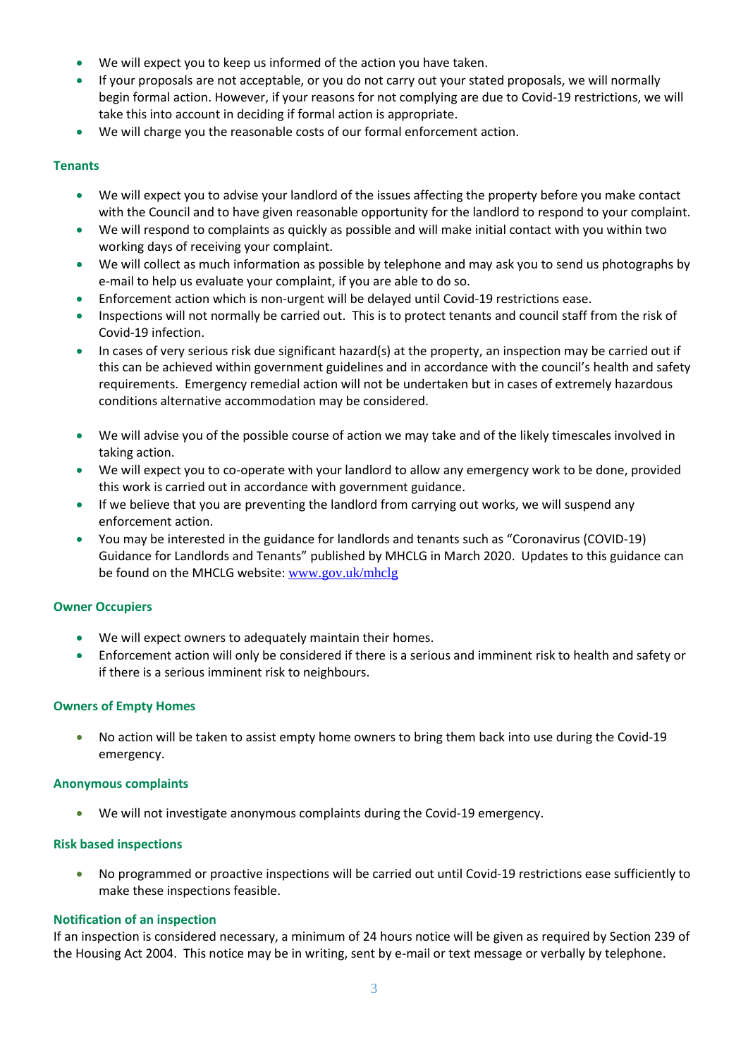- We will expect you to keep us informed of the action you have taken.
- If your proposals are not acceptable, or you do not carry out your stated proposals, we will normally begin formal action. However, if your reasons for not complying are due to Covid-19 restrictions, we will take this into account in deciding if formal action is appropriate.
- We will charge you the reasonable costs of our formal enforcement action.

### Tenants

- We will expect you to advise your landlord of the issues affecting the property before you make contact with the Council and to have given reasonable opportunity for the landlord to respond to your complaint.
- We will respond to complaints as quickly as possible and will make initial contact with you within two working days of receiving your complaint.
- We will collect as much information as possible by telephone and may ask you to send us photographs by e-mail to help us evaluate your complaint, if you are able to do so.
- Enforcement action which is non-urgent will be delayed until Covid-19 restrictions ease.
- Inspections will not normally be carried out. This is to protect tenants and council staff from the risk of Covid-19 infection.
- In cases of very serious risk due significant hazard(s) at the property, an inspection may be carried out if this can be achieved within government guidelines and in accordance with the council's health and safety requirements. Emergency remedial action will not be undertaken but in cases of extremely hazardous conditions alternative accommodation may be considered.
- We will advise you of the possible course of action we may take and of the likely timescales involved in taking action.
- We will expect you to co-operate with your landlord to allow any emergency work to be done, provided this work is carried out in accordance with government guidance.
- If we believe that you are preventing the landlord from carrying out works, we will suspend any enforcement action.
- You may be interested in the guidance for landlords and tenants such as "Coronavirus (COVID-19) Guidance for Landlords and Tenants" published by MHCLG in March 2020. Updates to this guidance can be found on the MHCLG website: [www.gov.uk/mhclg](www.gov.uk/mhclg)

### Owner Occupiers

- We will expect owners to adequately maintain their homes.
- Enforcement action will only be considered if there is a serious and imminent risk to health and safety or if there is a serious imminent risk to neighbours.

### Owners of Empty Homes

- No action will be taken to assist empty home owners to bring them back into use during the Covid-19 emergency.

### Anonymous complaints

- We will not investigate anonymous complaints during the Covid-19 emergency.

### Risk based inspections

- No programmed or proactive inspections will be carried out until Covid-19 restrictions ease sufficiently to make these inspections feasible.

### Notification of an inspection

If an inspection is considered necessary, a minimum of 24 hours notice will be given as required by Section 239 of the Housing Act 2004. This notice may be in writing, sent by e-mail or text message or verbally by telephone.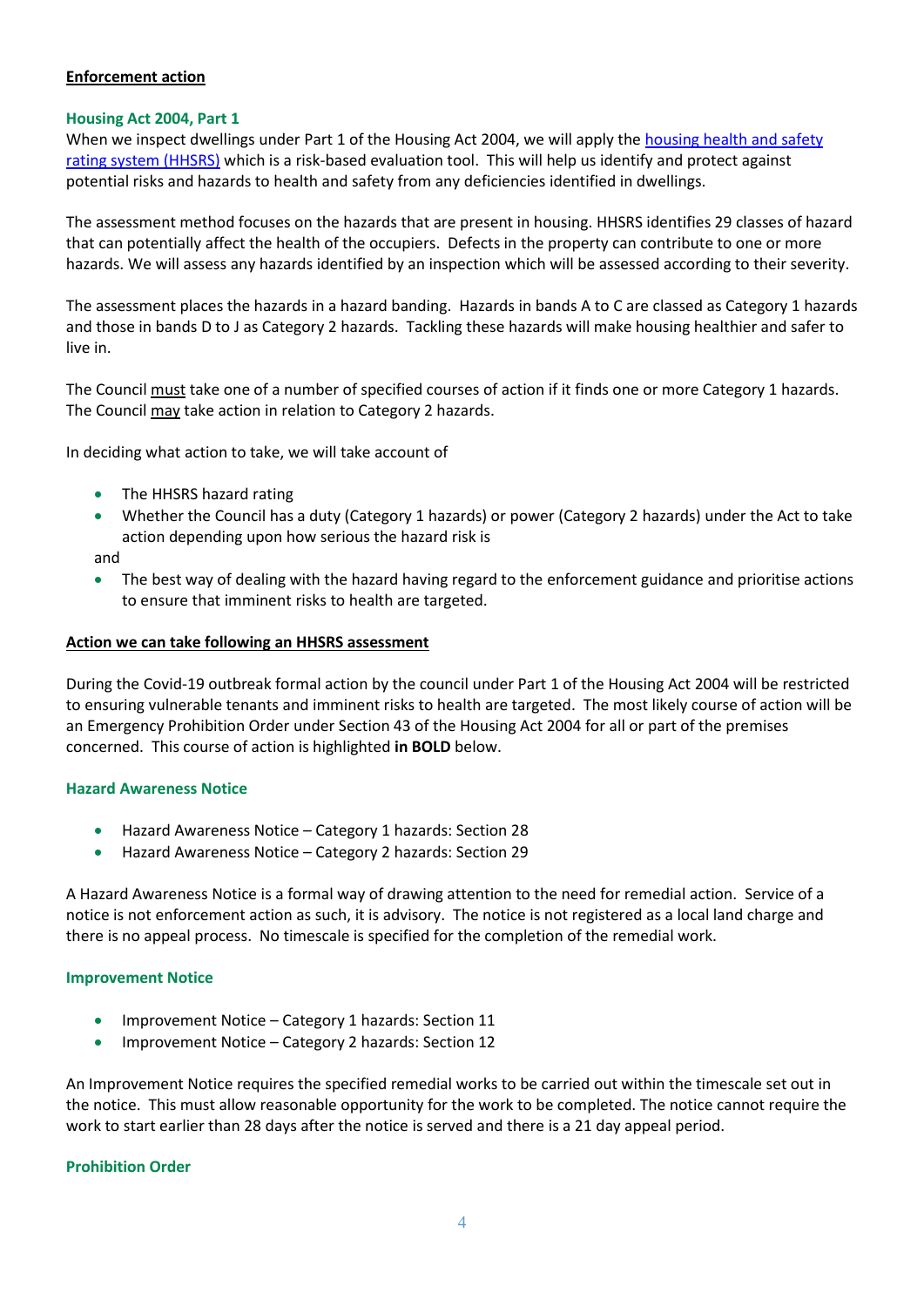## Enforcement action

### Housing Act 2004, Part 1

When we inspect dwellings under Part 1 of the Housing Act 2004, we will apply the [housing health and safety rating system (HHSRS)] which is a risk-based evaluation tool. This will help us identify and protect against potential risks and hazards to health and safety from any deficiencies identified in dwellings.

The assessment method focuses on the hazards that are present in housing. HHSRS identifies 29 classes of hazard that can potentially affect the health of the occupiers. Defects in the property can contribute to one or more hazards. We will assess any hazards identified by an inspection which will be assessed according to their severity.

The assessment places the hazards in a hazard banding. Hazards in bands A to C are classed as Category 1 hazards and those in bands D to J as Category 2 hazards. Tackling these hazards will make housing healthier and safer to live in.

The Council must take one of a number of specified courses of action if it finds one or more Category 1 hazards. The Council may take action in relation to Category 2 hazards.

In deciding what action to take, we will take account of

- The HHSRS hazard rating
- Whether the Council has a duty (Category 1 hazards) or power (Category 2 hazards) under the Act to take action depending upon how serious the hazard risk is

and

- The best way of dealing with the hazard having regard to the enforcement guidance and prioritise actions to ensure that imminent risks to health are targeted.

## Action we can take following an HHSRS assessment

During the Covid-19 outbreak formal action by the council under Part 1 of the Housing Act 2004 will be restricted to ensuring vulnerable tenants and imminent risks to health are targeted. The most likely course of action will be an Emergency Prohibition Order under Section 43 of the Housing Act 2004 for all or part of the premises concerned. This course of action is highlighted **in BOLD** below.

### Hazard Awareness Notice

- Hazard Awareness Notice – Category 1 hazards: Section 28
- Hazard Awareness Notice – Category 2 hazards: Section 29

A Hazard Awareness Notice is a formal way of drawing attention to the need for remedial action. Service of a notice is not enforcement action as such, it is advisory. The notice is not registered as a local land charge and there is no appeal process. No timescale is specified for the completion of the remedial work.

### Improvement Notice

- Improvement Notice – Category 1 hazards: Section 11
- Improvement Notice – Category 2 hazards: Section 12

An Improvement Notice requires the specified remedial works to be carried out within the timescale set out in the notice. This must allow reasonable opportunity for the work to be completed. The notice cannot require the work to start earlier than 28 days after the notice is served and there is a 21 day appeal period.

### Prohibition Order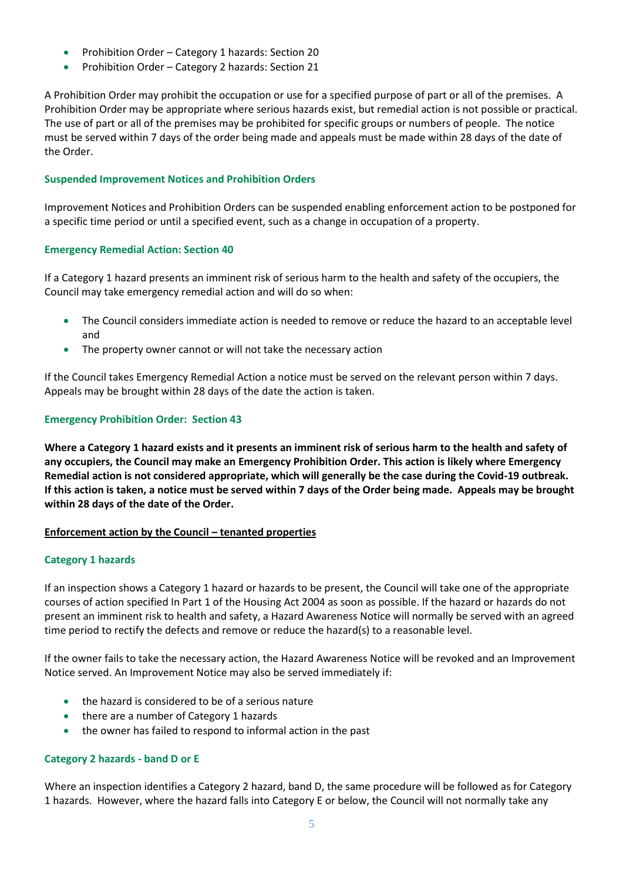- Prohibition Order – Category 1 hazards: Section 20
- Prohibition Order – Category 2 hazards: Section 21

A Prohibition Order may prohibit the occupation or use for a specified purpose of part or all of the premises. A Prohibition Order may be appropriate where serious hazards exist, but remedial action is not possible or practical. The use of part or all of the premises may be prohibited for specific groups or numbers of people. The notice must be served within 7 days of the order being made and appeals must be made within 28 days of the date of the Order.

### Suspended Improvement Notices and Prohibition Orders

Improvement Notices and Prohibition Orders can be suspended enabling enforcement action to be postponed for a specific time period or until a specified event, such as a change in occupation of a property.

### Emergency Remedial Action: Section 40

If a Category 1 hazard presents an imminent risk of serious harm to the health and safety of the occupiers, the Council may take emergency remedial action and will do so when:

- The Council considers immediate action is needed to remove or reduce the hazard to an acceptable level and
- The property owner cannot or will not take the necessary action

If the Council takes Emergency Remedial Action a notice must be served on the relevant person within 7 days. Appeals may be brought within 28 days of the date the action is taken.

### Emergency Prohibition Order: Section 43

**Where a Category 1 hazard exists and it presents an imminent risk of serious harm to the health and safety of any occupiers, the Council may make an Emergency Prohibition Order. This action is likely where Emergency Remedial action is not considered appropriate, which will generally be the case during the Covid-19 outbreak. If this action is taken, a notice must be served within 7 days of the Order being made. Appeals may be brought within 28 days of the date of the Order.**

## Enforcement action by the Council – tenanted properties

### Category 1 hazards

If an inspection shows a Category 1 hazard or hazards to be present, the Council will take one of the appropriate courses of action specified In Part 1 of the Housing Act 2004 as soon as possible. If the hazard or hazards do not present an imminent risk to health and safety, a Hazard Awareness Notice will normally be served with an agreed time period to rectify the defects and remove or reduce the hazard(s) to a reasonable level.

If the owner fails to take the necessary action, the Hazard Awareness Notice will be revoked and an Improvement Notice served. An Improvement Notice may also be served immediately if:

- the hazard is considered to be of a serious nature
- there are a number of Category 1 hazards
- the owner has failed to respond to informal action in the past

### Category 2 hazards - band D or E

Where an inspection identifies a Category 2 hazard, band D, the same procedure will be followed as for Category 1 hazards. However, where the hazard falls into Category E or below, the Council will not normally take any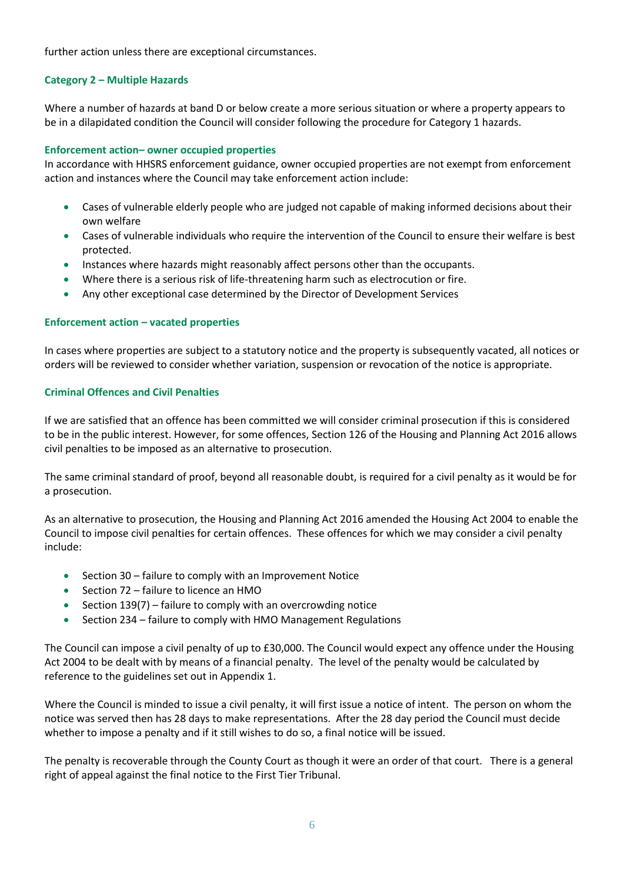further action unless there are exceptional circumstances.

### Category 2 – Multiple Hazards

Where a number of hazards at band D or below create a more serious situation or where a property appears to be in a dilapidated condition the Council will consider following the procedure for Category 1 hazards.

### Enforcement action– owner occupied properties

In accordance with HHSRS enforcement guidance, owner occupied properties are not exempt from enforcement action and instances where the Council may take enforcement action include:

- Cases of vulnerable elderly people who are judged not capable of making informed decisions about their own welfare
- Cases of vulnerable individuals who require the intervention of the Council to ensure their welfare is best protected.
- Instances where hazards might reasonably affect persons other than the occupants.
- Where there is a serious risk of life-threatening harm such as electrocution or fire.
- Any other exceptional case determined by the Director of Development Services

### Enforcement action – vacated properties

In cases where properties are subject to a statutory notice and the property is subsequently vacated, all notices or orders will be reviewed to consider whether variation, suspension or revocation of the notice is appropriate.

### Criminal Offences and Civil Penalties

If we are satisfied that an offence has been committed we will consider criminal prosecution if this is considered to be in the public interest. However, for some offences, Section 126 of the Housing and Planning Act 2016 allows civil penalties to be imposed as an alternative to prosecution.

The same criminal standard of proof, beyond all reasonable doubt, is required for a civil penalty as it would be for a prosecution.

As an alternative to prosecution, the Housing and Planning Act 2016 amended the Housing Act 2004 to enable the Council to impose civil penalties for certain offences. These offences for which we may consider a civil penalty include:

- Section 30 – failure to comply with an Improvement Notice
- Section 72 – failure to licence an HMO
- Section 139(7) – failure to comply with an overcrowding notice
- Section 234 – failure to comply with HMO Management Regulations

The Council can impose a civil penalty of up to £30,000. The Council would expect any offence under the Housing Act 2004 to be dealt with by means of a financial penalty. The level of the penalty would be calculated by reference to the guidelines set out in Appendix 1.

Where the Council is minded to issue a civil penalty, it will first issue a notice of intent. The person on whom the notice was served then has 28 days to make representations. After the 28 day period the Council must decide whether to impose a penalty and if it still wishes to do so, a final notice will be issued.

The penalty is recoverable through the County Court as though it were an order of that court. There is a general right of appeal against the final notice to the First Tier Tribunal.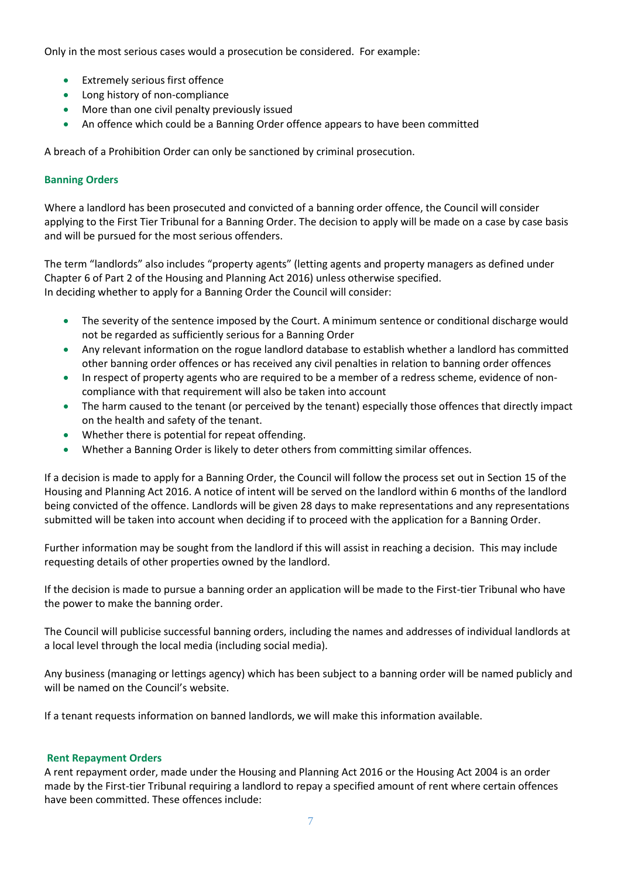Only in the most serious cases would a prosecution be considered. For example:

- Extremely serious first offence
- Long history of non-compliance
- More than one civil penalty previously issued
- An offence which could be a Banning Order offence appears to have been committed

A breach of a Prohibition Order can only be sanctioned by criminal prosecution.

## Banning Orders

Where a landlord has been prosecuted and convicted of a banning order offence, the Council will consider applying to the First Tier Tribunal for a Banning Order. The decision to apply will be made on a case by case basis and will be pursued for the most serious offenders.

The term "landlords" also includes "property agents" (letting agents and property managers as defined under Chapter 6 of Part 2 of the Housing and Planning Act 2016) unless otherwise specified.
In deciding whether to apply for a Banning Order the Council will consider:

- The severity of the sentence imposed by the Court. A minimum sentence or conditional discharge would not be regarded as sufficiently serious for a Banning Order
- Any relevant information on the rogue landlord database to establish whether a landlord has committed other banning order offences or has received any civil penalties in relation to banning order offences
- In respect of property agents who are required to be a member of a redress scheme, evidence of non-compliance with that requirement will also be taken into account
- The harm caused to the tenant (or perceived by the tenant) especially those offences that directly impact on the health and safety of the tenant.
- Whether there is potential for repeat offending.
- Whether a Banning Order is likely to deter others from committing similar offences.

If a decision is made to apply for a Banning Order, the Council will follow the process set out in Section 15 of the Housing and Planning Act 2016. A notice of intent will be served on the landlord within 6 months of the landlord being convicted of the offence. Landlords will be given 28 days to make representations and any representations submitted will be taken into account when deciding if to proceed with the application for a Banning Order.

Further information may be sought from the landlord if this will assist in reaching a decision. This may include requesting details of other properties owned by the landlord.

If the decision is made to pursue a banning order an application will be made to the First-tier Tribunal who have the power to make the banning order.

The Council will publicise successful banning orders, including the names and addresses of individual landlords at a local level through the local media (including social media).

Any business (managing or lettings agency) which has been subject to a banning order will be named publicly and will be named on the Council's website.

If a tenant requests information on banned landlords, we will make this information available.

## Rent Repayment Orders

A rent repayment order, made under the Housing and Planning Act 2016 or the Housing Act 2004 is an order made by the First-tier Tribunal requiring a landlord to repay a specified amount of rent where certain offences have been committed. These offences include: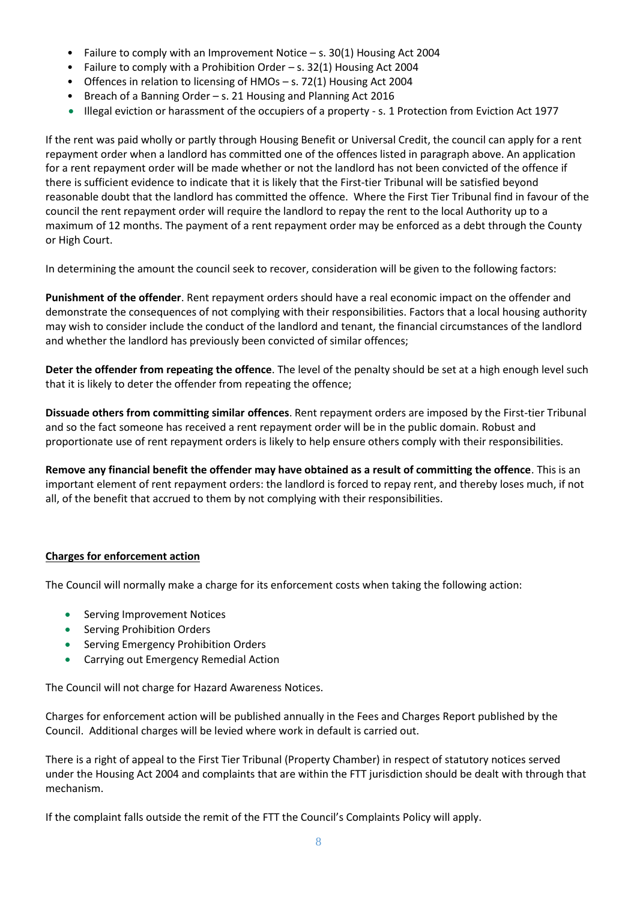- Failure to comply with an Improvement Notice – s. 30(1) Housing Act 2004
- Failure to comply with a Prohibition Order – s. 32(1) Housing Act 2004
- Offences in relation to licensing of HMOs – s. 72(1) Housing Act 2004
- Breach of a Banning Order – s. 21 Housing and Planning Act 2016
- Illegal eviction or harassment of the occupiers of a property - s. 1 Protection from Eviction Act 1977

If the rent was paid wholly or partly through Housing Benefit or Universal Credit, the council can apply for a rent repayment order when a landlord has committed one of the offences listed in paragraph above. An application for a rent repayment order will be made whether or not the landlord has not been convicted of the offence if there is sufficient evidence to indicate that it is likely that the First-tier Tribunal will be satisfied beyond reasonable doubt that the landlord has committed the offence. Where the First Tier Tribunal find in favour of the council the rent repayment order will require the landlord to repay the rent to the local Authority up to a maximum of 12 months. The payment of a rent repayment order may be enforced as a debt through the County or High Court.

In determining the amount the council seek to recover, consideration will be given to the following factors:

**Punishment of the offender**. Rent repayment orders should have a real economic impact on the offender and demonstrate the consequences of not complying with their responsibilities. Factors that a local housing authority may wish to consider include the conduct of the landlord and tenant, the financial circumstances of the landlord and whether the landlord has previously been convicted of similar offences;

**Deter the offender from repeating the offence**. The level of the penalty should be set at a high enough level such that it is likely to deter the offender from repeating the offence;

**Dissuade others from committing similar offences**. Rent repayment orders are imposed by the First-tier Tribunal and so the fact someone has received a rent repayment order will be in the public domain. Robust and proportionate use of rent repayment orders is likely to help ensure others comply with their responsibilities.

**Remove any financial benefit the offender may have obtained as a result of committing the offence**. This is an important element of rent repayment orders: the landlord is forced to repay rent, and thereby loses much, if not all, of the benefit that accrued to them by not complying with their responsibilities.

## Charges for enforcement action

The Council will normally make a charge for its enforcement costs when taking the following action:

- Serving Improvement Notices
- Serving Prohibition Orders
- Serving Emergency Prohibition Orders
- Carrying out Emergency Remedial Action

The Council will not charge for Hazard Awareness Notices.

Charges for enforcement action will be published annually in the Fees and Charges Report published by the Council. Additional charges will be levied where work in default is carried out.

There is a right of appeal to the First Tier Tribunal (Property Chamber) in respect of statutory notices served under the Housing Act 2004 and complaints that are within the FTT jurisdiction should be dealt with through that mechanism.

If the complaint falls outside the remit of the FTT the Council's Complaints Policy will apply.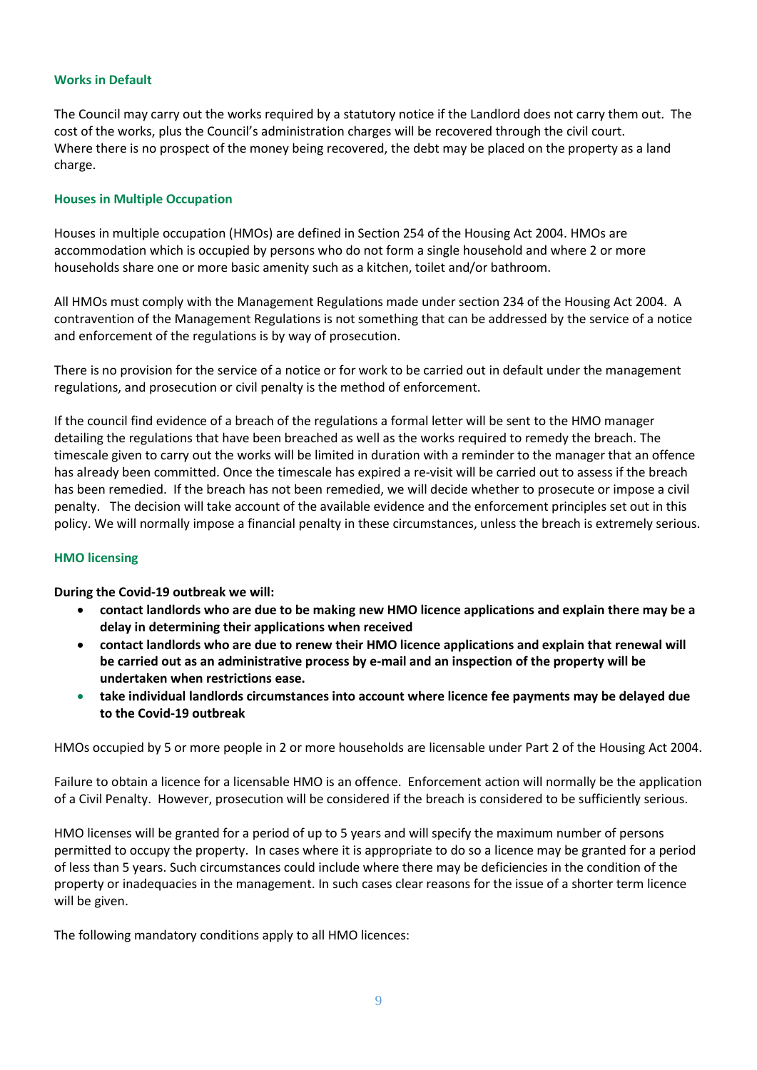### Works in Default

The Council may carry out the works required by a statutory notice if the Landlord does not carry them out. The cost of the works, plus the Council's administration charges will be recovered through the civil court. Where there is no prospect of the money being recovered, the debt may be placed on the property as a land charge.

### Houses in Multiple Occupation

Houses in multiple occupation (HMOs) are defined in Section 254 of the Housing Act 2004. HMOs are accommodation which is occupied by persons who do not form a single household and where 2 or more households share one or more basic amenity such as a kitchen, toilet and/or bathroom.

All HMOs must comply with the Management Regulations made under section 234 of the Housing Act 2004. A contravention of the Management Regulations is not something that can be addressed by the service of a notice and enforcement of the regulations is by way of prosecution.

There is no provision for the service of a notice or for work to be carried out in default under the management regulations, and prosecution or civil penalty is the method of enforcement.

If the council find evidence of a breach of the regulations a formal letter will be sent to the HMO manager detailing the regulations that have been breached as well as the works required to remedy the breach. The timescale given to carry out the works will be limited in duration with a reminder to the manager that an offence has already been committed. Once the timescale has expired a re-visit will be carried out to assess if the breach has been remedied. If the breach has not been remedied, we will decide whether to prosecute or impose a civil penalty. The decision will take account of the available evidence and the enforcement principles set out in this policy. We will normally impose a financial penalty in these circumstances, unless the breach is extremely serious.

### HMO licensing

**During the Covid-19 outbreak we will:**

- **contact landlords who are due to be making new HMO licence applications and explain there may be a delay in determining their applications when received**
- **contact landlords who are due to renew their HMO licence applications and explain that renewal will be carried out as an administrative process by e-mail and an inspection of the property will be undertaken when restrictions ease.**
- **take individual landlords circumstances into account where licence fee payments may be delayed due to the Covid-19 outbreak**

HMOs occupied by 5 or more people in 2 or more households are licensable under Part 2 of the Housing Act 2004.

Failure to obtain a licence for a licensable HMO is an offence. Enforcement action will normally be the application of a Civil Penalty. However, prosecution will be considered if the breach is considered to be sufficiently serious.

HMO licenses will be granted for a period of up to 5 years and will specify the maximum number of persons permitted to occupy the property. In cases where it is appropriate to do so a licence may be granted for a period of less than 5 years. Such circumstances could include where there may be deficiencies in the condition of the property or inadequacies in the management. In such cases clear reasons for the issue of a shorter term licence will be given.

The following mandatory conditions apply to all HMO licences: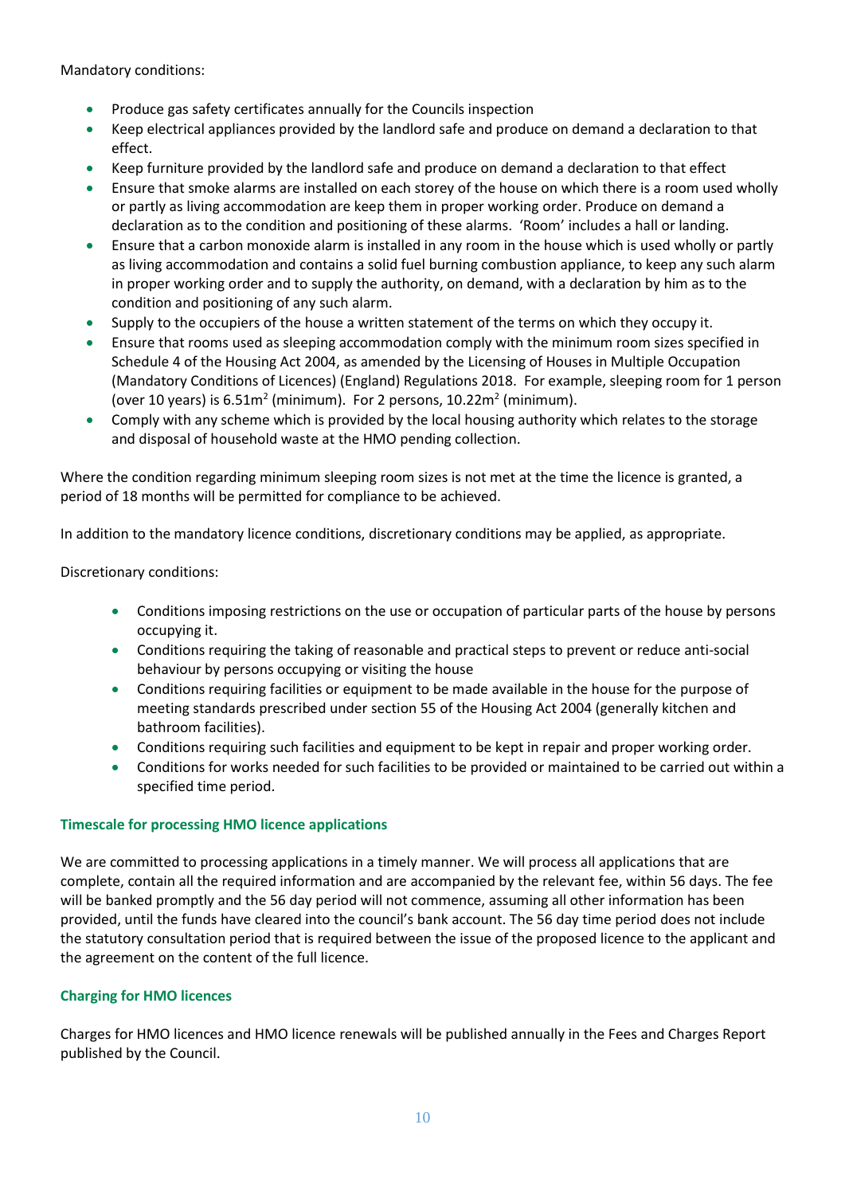Mandatory conditions:

- Produce gas safety certificates annually for the Councils inspection
- Keep electrical appliances provided by the landlord safe and produce on demand a declaration to that effect.
- Keep furniture provided by the landlord safe and produce on demand a declaration to that effect
- Ensure that smoke alarms are installed on each storey of the house on which there is a room used wholly or partly as living accommodation are keep them in proper working order. Produce on demand a declaration as to the condition and positioning of these alarms. 'Room' includes a hall or landing.
- Ensure that a carbon monoxide alarm is installed in any room in the house which is used wholly or partly as living accommodation and contains a solid fuel burning combustion appliance, to keep any such alarm in proper working order and to supply the authority, on demand, with a declaration by him as to the condition and positioning of any such alarm.
- Supply to the occupiers of the house a written statement of the terms on which they occupy it.
- Ensure that rooms used as sleeping accommodation comply with the minimum room sizes specified in Schedule 4 of the Housing Act 2004, as amended by the Licensing of Houses in Multiple Occupation (Mandatory Conditions of Licences) (England) Regulations 2018. For example, sleeping room for 1 person (over 10 years) is 6.51m$^2$ (minimum). For 2 persons, 10.22m$^2$ (minimum).
- Comply with any scheme which is provided by the local housing authority which relates to the storage and disposal of household waste at the HMO pending collection.

Where the condition regarding minimum sleeping room sizes is not met at the time the licence is granted, a period of 18 months will be permitted for compliance to be achieved.

In addition to the mandatory licence conditions, discretionary conditions may be applied, as appropriate.

Discretionary conditions:

- Conditions imposing restrictions on the use or occupation of particular parts of the house by persons occupying it.
- Conditions requiring the taking of reasonable and practical steps to prevent or reduce anti-social behaviour by persons occupying or visiting the house
- Conditions requiring facilities or equipment to be made available in the house for the purpose of meeting standards prescribed under section 55 of the Housing Act 2004 (generally kitchen and bathroom facilities).
- Conditions requiring such facilities and equipment to be kept in repair and proper working order.
- Conditions for works needed for such facilities to be provided or maintained to be carried out within a specified time period.

### Timescale for processing HMO licence applications

We are committed to processing applications in a timely manner. We will process all applications that are complete, contain all the required information and are accompanied by the relevant fee, within 56 days. The fee will be banked promptly and the 56 day period will not commence, assuming all other information has been provided, until the funds have cleared into the council's bank account. The 56 day time period does not include the statutory consultation period that is required between the issue of the proposed licence to the applicant and the agreement on the content of the full licence.

### Charging for HMO licences

Charges for HMO licences and HMO licence renewals will be published annually in the Fees and Charges Report published by the Council.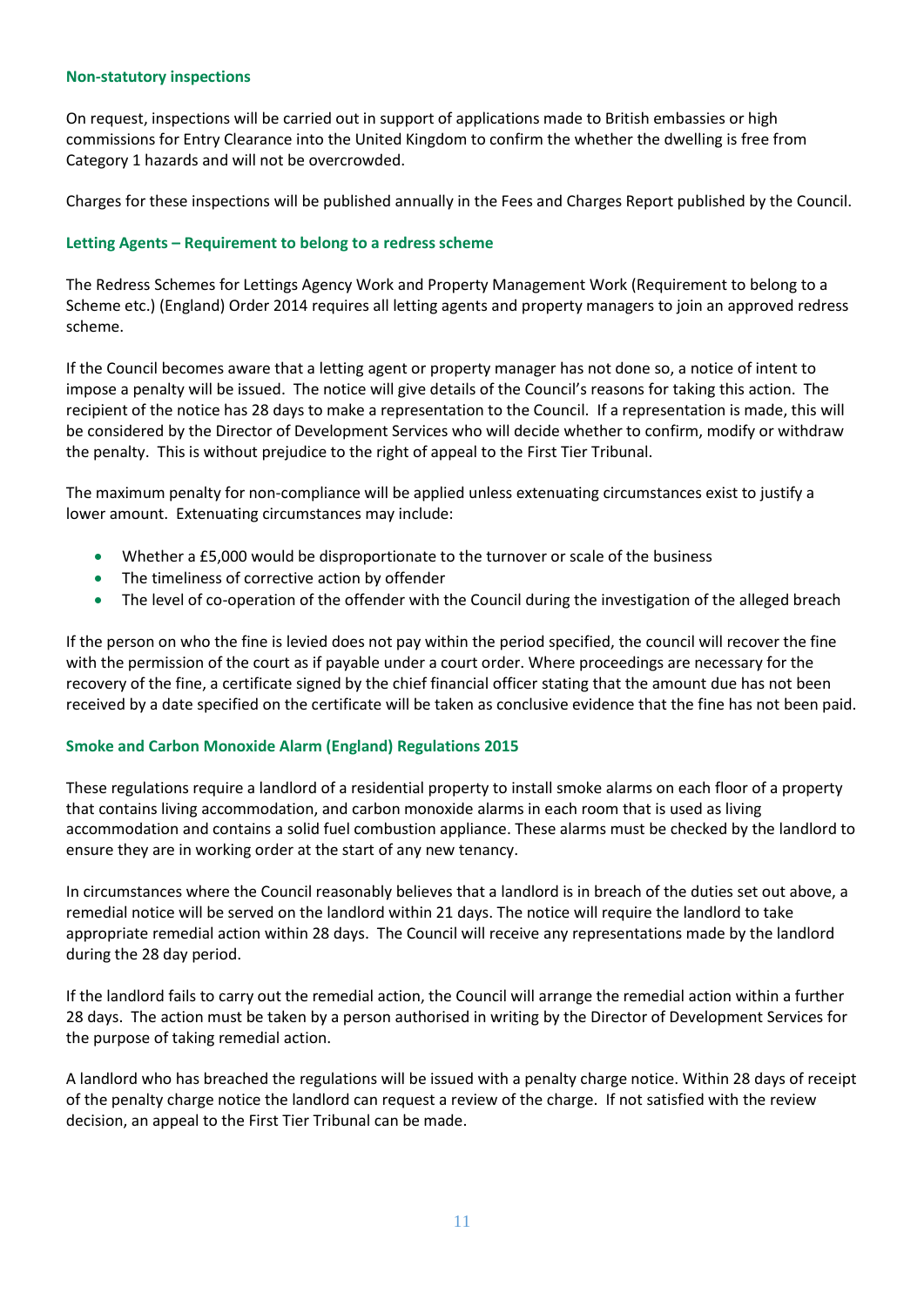### Non-statutory inspections

On request, inspections will be carried out in support of applications made to British embassies or high commissions for Entry Clearance into the United Kingdom to confirm the whether the dwelling is free from Category 1 hazards and will not be overcrowded.

Charges for these inspections will be published annually in the Fees and Charges Report published by the Council.

### Letting Agents – Requirement to belong to a redress scheme

The Redress Schemes for Lettings Agency Work and Property Management Work (Requirement to belong to a Scheme etc.) (England) Order 2014 requires all letting agents and property managers to join an approved redress scheme.

If the Council becomes aware that a letting agent or property manager has not done so, a notice of intent to impose a penalty will be issued. The notice will give details of the Council's reasons for taking this action. The recipient of the notice has 28 days to make a representation to the Council. If a representation is made, this will be considered by the Director of Development Services who will decide whether to confirm, modify or withdraw the penalty. This is without prejudice to the right of appeal to the First Tier Tribunal.

The maximum penalty for non-compliance will be applied unless extenuating circumstances exist to justify a lower amount. Extenuating circumstances may include:

- Whether a £5,000 would be disproportionate to the turnover or scale of the business
- The timeliness of corrective action by offender
- The level of co-operation of the offender with the Council during the investigation of the alleged breach

If the person on who the fine is levied does not pay within the period specified, the council will recover the fine with the permission of the court as if payable under a court order. Where proceedings are necessary for the recovery of the fine, a certificate signed by the chief financial officer stating that the amount due has not been received by a date specified on the certificate will be taken as conclusive evidence that the fine has not been paid.

### Smoke and Carbon Monoxide Alarm (England) Regulations 2015

These regulations require a landlord of a residential property to install smoke alarms on each floor of a property that contains living accommodation, and carbon monoxide alarms in each room that is used as living accommodation and contains a solid fuel combustion appliance. These alarms must be checked by the landlord to ensure they are in working order at the start of any new tenancy.

In circumstances where the Council reasonably believes that a landlord is in breach of the duties set out above, a remedial notice will be served on the landlord within 21 days. The notice will require the landlord to take appropriate remedial action within 28 days. The Council will receive any representations made by the landlord during the 28 day period.

If the landlord fails to carry out the remedial action, the Council will arrange the remedial action within a further 28 days. The action must be taken by a person authorised in writing by the Director of Development Services for the purpose of taking remedial action.

A landlord who has breached the regulations will be issued with a penalty charge notice. Within 28 days of receipt of the penalty charge notice the landlord can request a review of the charge. If not satisfied with the review decision, an appeal to the First Tier Tribunal can be made.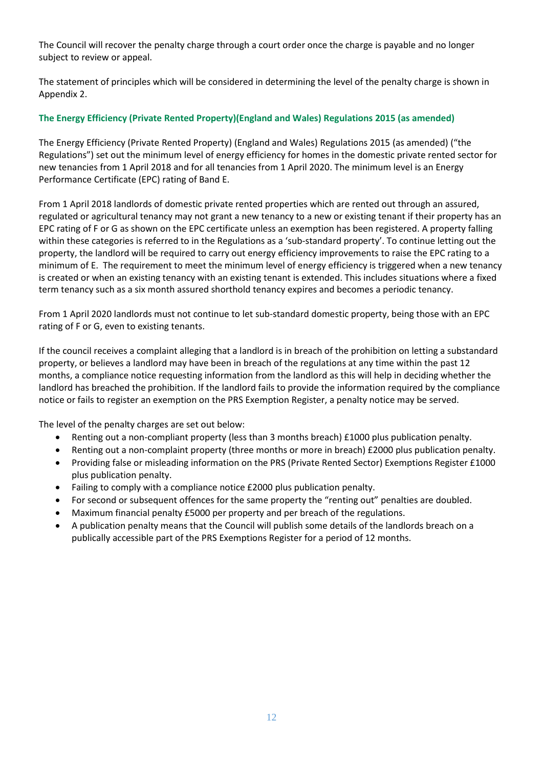The Council will recover the penalty charge through a court order once the charge is payable and no longer subject to review or appeal.

The statement of principles which will be considered in determining the level of the penalty charge is shown in Appendix 2.

### The Energy Efficiency (Private Rented Property)(England and Wales) Regulations 2015 (as amended)

The Energy Efficiency (Private Rented Property) (England and Wales) Regulations 2015 (as amended) ("the Regulations") set out the minimum level of energy efficiency for homes in the domestic private rented sector for new tenancies from 1 April 2018 and for all tenancies from 1 April 2020. The minimum level is an Energy Performance Certificate (EPC) rating of Band E.

From 1 April 2018 landlords of domestic private rented properties which are rented out through an assured, regulated or agricultural tenancy may not grant a new tenancy to a new or existing tenant if their property has an EPC rating of F or G as shown on the EPC certificate unless an exemption has been registered. A property falling within these categories is referred to in the Regulations as a 'sub-standard property'. To continue letting out the property, the landlord will be required to carry out energy efficiency improvements to raise the EPC rating to a minimum of E. The requirement to meet the minimum level of energy efficiency is triggered when a new tenancy is created or when an existing tenancy with an existing tenant is extended. This includes situations where a fixed term tenancy such as a six month assured shorthold tenancy expires and becomes a periodic tenancy.

From 1 April 2020 landlords must not continue to let sub-standard domestic property, being those with an EPC rating of F or G, even to existing tenants.

If the council receives a complaint alleging that a landlord is in breach of the prohibition on letting a substandard property, or believes a landlord may have been in breach of the regulations at any time within the past 12 months, a compliance notice requesting information from the landlord as this will help in deciding whether the landlord has breached the prohibition. If the landlord fails to provide the information required by the compliance notice or fails to register an exemption on the PRS Exemption Register, a penalty notice may be served.

The level of the penalty charges are set out below:

- Renting out a non-compliant property (less than 3 months breach) £1000 plus publication penalty.
- Renting out a non-complaint property (three months or more in breach) £2000 plus publication penalty.
- Providing false or misleading information on the PRS (Private Rented Sector) Exemptions Register £1000 plus publication penalty.
- Failing to comply with a compliance notice £2000 plus publication penalty.
- For second or subsequent offences for the same property the "renting out" penalties are doubled.
- Maximum financial penalty £5000 per property and per breach of the regulations.
- A publication penalty means that the Council will publish some details of the landlords breach on a publically accessible part of the PRS Exemptions Register for a period of 12 months.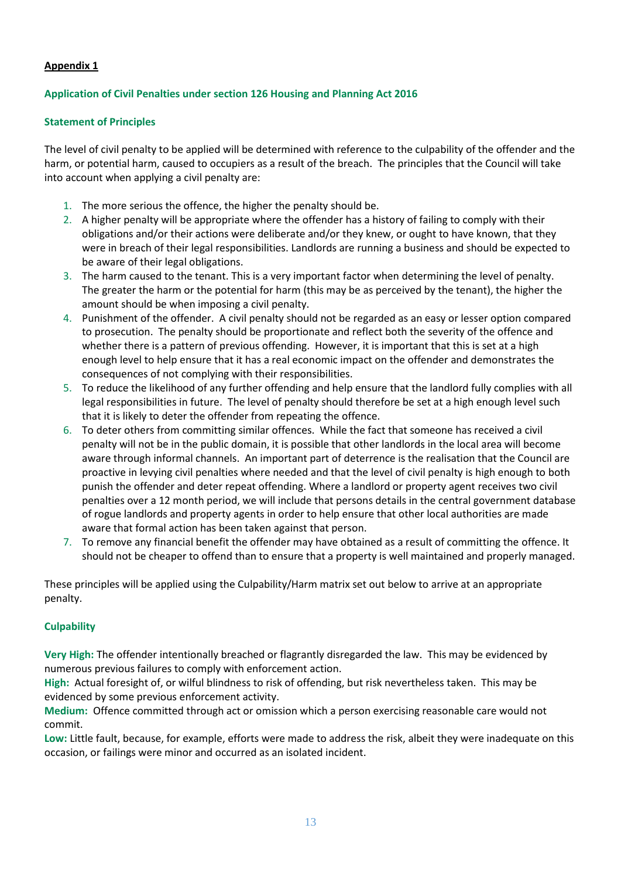**Appendix 1**

## Application of Civil Penalties under section 126 Housing and Planning Act 2016

### Statement of Principles

The level of civil penalty to be applied will be determined with reference to the culpability of the offender and the harm, or potential harm, caused to occupiers as a result of the breach. The principles that the Council will take into account when applying a civil penalty are:

1. The more serious the offence, the higher the penalty should be.
2. A higher penalty will be appropriate where the offender has a history of failing to comply with their obligations and/or their actions were deliberate and/or they knew, or ought to have known, that they were in breach of their legal responsibilities. Landlords are running a business and should be expected to be aware of their legal obligations.
3. The harm caused to the tenant. This is a very important factor when determining the level of penalty. The greater the harm or the potential for harm (this may be as perceived by the tenant), the higher the amount should be when imposing a civil penalty.
4. Punishment of the offender. A civil penalty should not be regarded as an easy or lesser option compared to prosecution. The penalty should be proportionate and reflect both the severity of the offence and whether there is a pattern of previous offending. However, it is important that this is set at a high enough level to help ensure that it has a real economic impact on the offender and demonstrates the consequences of not complying with their responsibilities.
5. To reduce the likelihood of any further offending and help ensure that the landlord fully complies with all legal responsibilities in future. The level of penalty should therefore be set at a high enough level such that it is likely to deter the offender from repeating the offence.
6. To deter others from committing similar offences. While the fact that someone has received a civil penalty will not be in the public domain, it is possible that other landlords in the local area will become aware through informal channels. An important part of deterrence is the realisation that the Council are proactive in levying civil penalties where needed and that the level of civil penalty is high enough to both punish the offender and deter repeat offending. Where a landlord or property agent receives two civil penalties over a 12 month period, we will include that persons details in the central government database of rogue landlords and property agents in order to help ensure that other local authorities are made aware that formal action has been taken against that person.
7. To remove any financial benefit the offender may have obtained as a result of committing the offence. It should not be cheaper to offend than to ensure that a property is well maintained and properly managed.

These principles will be applied using the Culpability/Harm matrix set out below to arrive at an appropriate penalty.

### Culpability

**Very High:** The offender intentionally breached or flagrantly disregarded the law. This may be evidenced by numerous previous failures to comply with enforcement action.
**High:** Actual foresight of, or wilful blindness to risk of offending, but risk nevertheless taken. This may be evidenced by some previous enforcement activity.
**Medium:** Offence committed through act or omission which a person exercising reasonable care would not commit.
**Low:** Little fault, because, for example, efforts were made to address the risk, albeit they were inadequate on this occasion, or failings were minor and occurred as an isolated incident.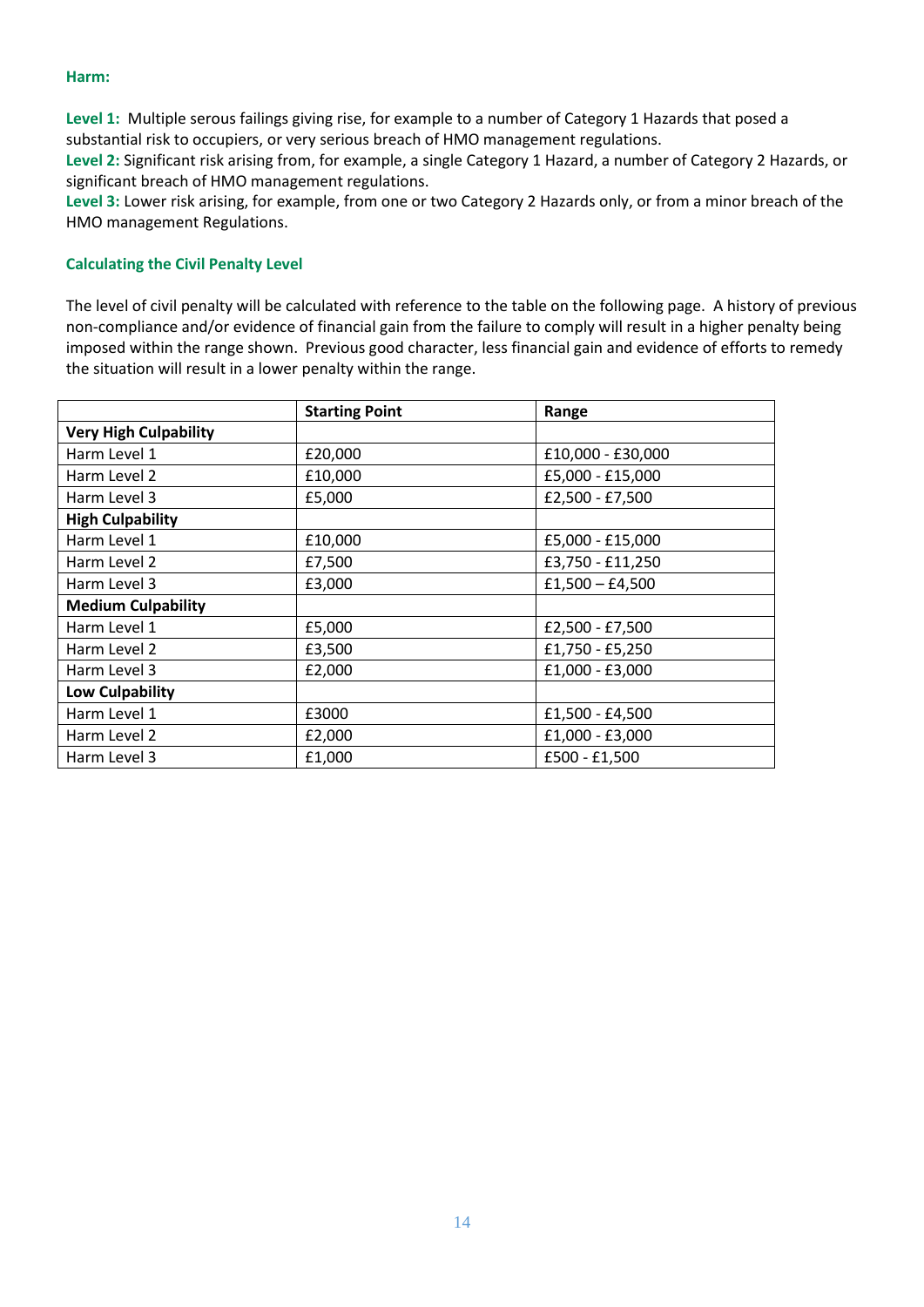### Harm:

**Level 1:** Multiple serous failings giving rise, for example to a number of Category 1 Hazards that posed a substantial risk to occupiers, or very serious breach of HMO management regulations.
**Level 2:** Significant risk arising from, for example, a single Category 1 Hazard, a number of Category 2 Hazards, or significant breach of HMO management regulations.
**Level 3:** Lower risk arising, for example, from one or two Category 2 Hazards only, or from a minor breach of the HMO management Regulations.

### Calculating the Civil Penalty Level

The level of civil penalty will be calculated with reference to the table on the following page. A history of previous non-compliance and/or evidence of financial gain from the failure to comply will result in a higher penalty being imposed within the range shown. Previous good character, less financial gain and evidence of efforts to remedy the situation will result in a lower penalty within the range.

| | **Starting Point** | **Range** |
|---|---|---|
| **Very High Culpability** | | |
| Harm Level 1 | £20,000 | £10,000 - £30,000 |
| Harm Level 2 | £10,000 | £5,000 - £15,000 |
| Harm Level 3 | £5,000 | £2,500 - £7,500 |
| **High Culpability** | | |
| Harm Level 1 | £10,000 | £5,000 - £15,000 |
| Harm Level 2 | £7,500 | £3,750 - £11,250 |
| Harm Level 3 | £3,000 | £1,500 – £4,500 |
| **Medium Culpability** | | |
| Harm Level 1 | £5,000 | £2,500 - £7,500 |
| Harm Level 2 | £3,500 | £1,750 - £5,250 |
| Harm Level 3 | £2,000 | £1,000 - £3,000 |
| **Low Culpability** | | |
| Harm Level 1 | £3000 | £1,500 - £4,500 |
| Harm Level 2 | £2,000 | £1,000 - £3,000 |
| Harm Level 3 | £1,000 | £500 - £1,500 |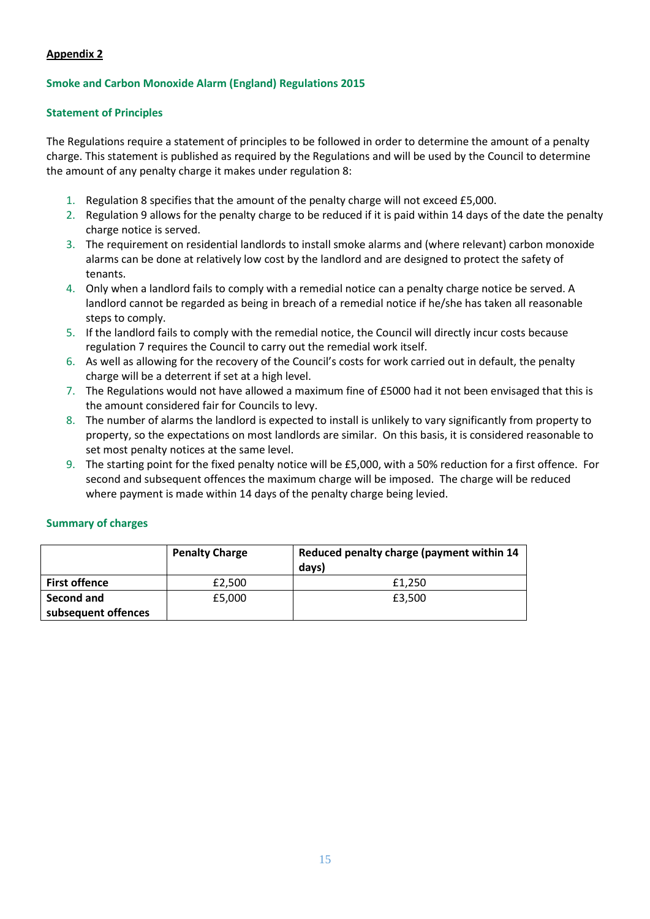**Appendix 2**

## Smoke and Carbon Monoxide Alarm (England) Regulations 2015

### Statement of Principles

The Regulations require a statement of principles to be followed in order to determine the amount of a penalty charge. This statement is published as required by the Regulations and will be used by the Council to determine the amount of any penalty charge it makes under regulation 8:

1. Regulation 8 specifies that the amount of the penalty charge will not exceed £5,000.
2. Regulation 9 allows for the penalty charge to be reduced if it is paid within 14 days of the date the penalty charge notice is served.
3. The requirement on residential landlords to install smoke alarms and (where relevant) carbon monoxide alarms can be done at relatively low cost by the landlord and are designed to protect the safety of tenants.
4. Only when a landlord fails to comply with a remedial notice can a penalty charge notice be served. A landlord cannot be regarded as being in breach of a remedial notice if he/she has taken all reasonable steps to comply.
5. If the landlord fails to comply with the remedial notice, the Council will directly incur costs because regulation 7 requires the Council to carry out the remedial work itself.
6. As well as allowing for the recovery of the Council's costs for work carried out in default, the penalty charge will be a deterrent if set at a high level.
7. The Regulations would not have allowed a maximum fine of £5000 had it not been envisaged that this is the amount considered fair for Councils to levy.
8. The number of alarms the landlord is expected to install is unlikely to vary significantly from property to property, so the expectations on most landlords are similar. On this basis, it is considered reasonable to set most penalty notices at the same level.
9. The starting point for the fixed penalty notice will be £5,000, with a 50% reduction for a first offence. For second and subsequent offences the maximum charge will be imposed. The charge will be reduced where payment is made within 14 days of the penalty charge being levied.

### Summary of charges

| | Penalty Charge | Reduced penalty charge (payment within 14 days) |
|---|---|---|
| **First offence** | £2,500 | £1,250 |
| **Second and subsequent offences** | £5,000 | £3,500 |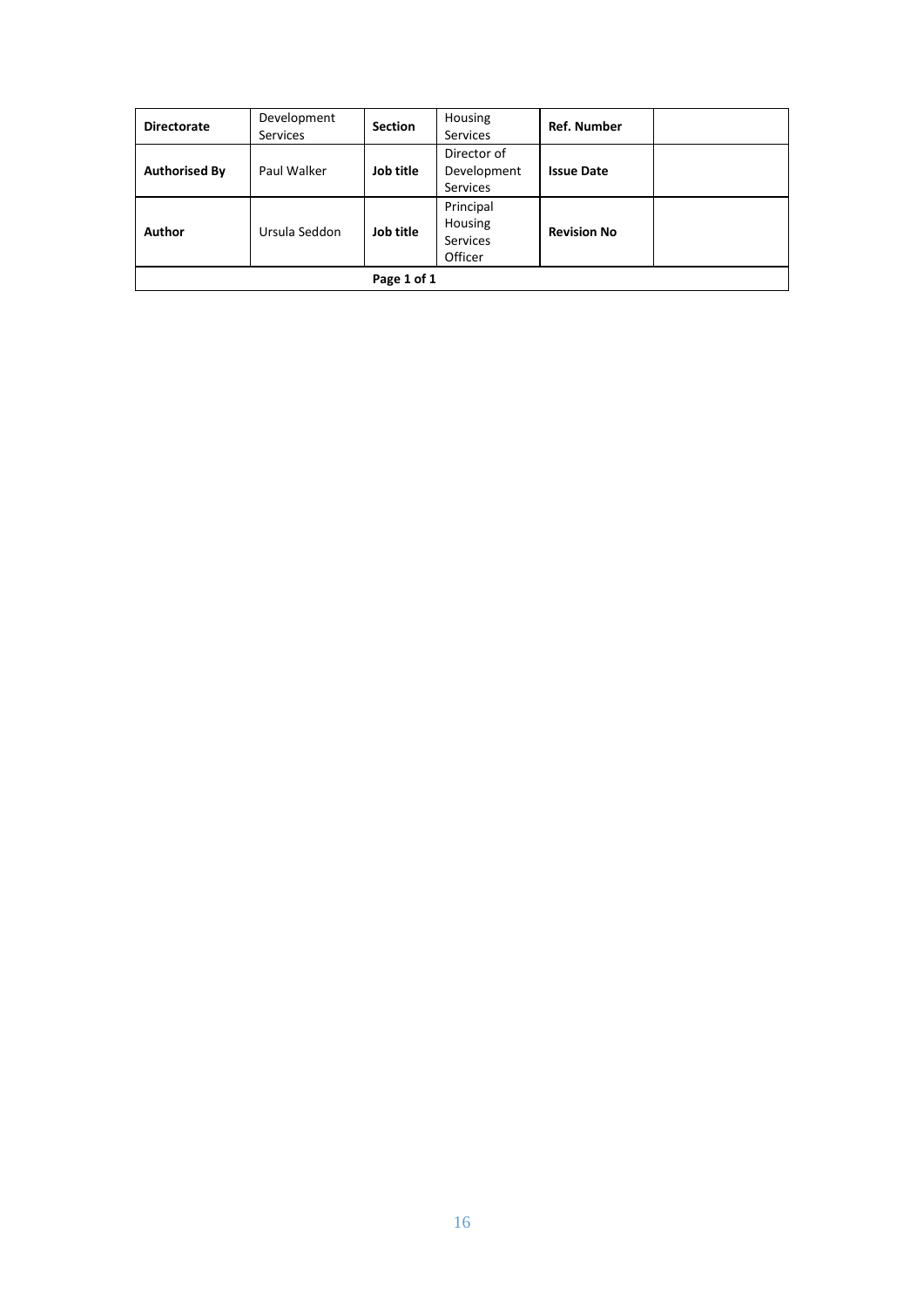| | | | | | |
|---|---|---|---|---|---|
| **Directorate** | Development Services | **Section** | Housing Services | **Ref. Number** | |
| **Authorised By** | Paul Walker | **Job title** | Director of Development Services | **Issue Date** | |
| **Author** | Ursula Seddon | **Job title** | Principal Housing Services Officer | **Revision No** | |
| **Page 1 of 1** | | | | | |